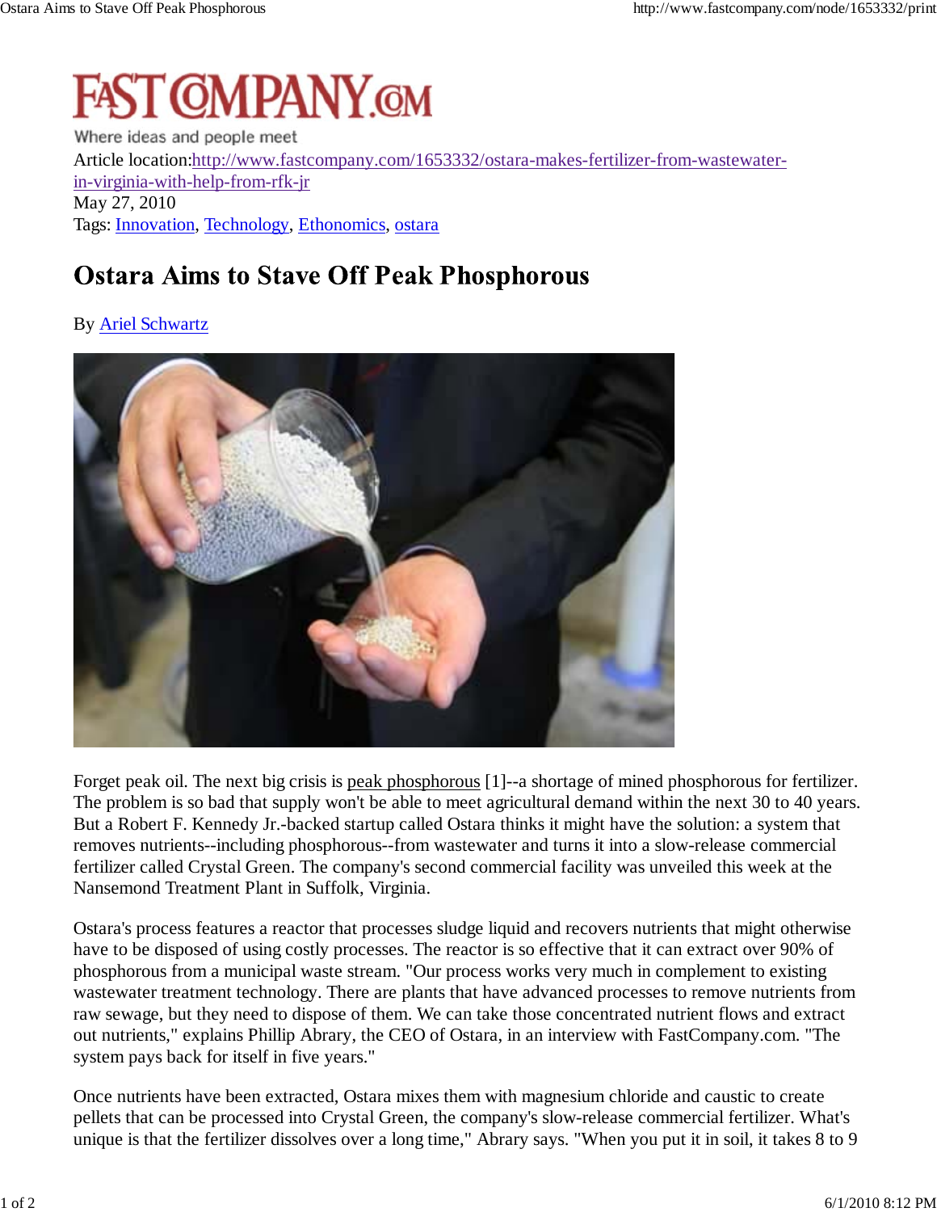# FAST COMPANY.COM

Where ideas and people meet

Article location:http://www.fastcompany.com/1653332/ostara-makes-fertilizer-from-wastewater-in-virginia-with-help-from-rfk-jr

May 27, 2010

Tags: Innovation, Technology, Ethonomics, ostara

## Ostara Aims to Stave Off Peak Phosphorous

By Ariel Schwartz

Forget peak oil. The next big crisis is peak phosphorous [1]--a shortage of mined phosphorous for fertilizer. The problem is so bad that supply won't be able to meet agricultural demand within the next 30 to 40 years. But a Robert F. Kennedy Jr.-backed startup called Ostara thinks it might have the solution: a system that removes nutrients--including phosphorous--from wastewater and turns it into a slow-release commercial fertilizer called Crystal Green. The company's second commercial facility was unveiled this week at the Nansemond Treatment Plant in Suffolk, Virginia.

Ostara's process features a reactor that processes sludge liquid and recovers nutrients that might otherwise have to be disposed of using costly processes. The reactor is so effective that it can extract over 90% of phosphorous from a municipal waste stream. "Our process works very much in complement to existing wastewater treatment technology. There are plants that have advanced processes to remove nutrients from raw sewage, but they need to dispose of them. We can take those concentrated nutrient flows and extract out nutrients," explains Phillip Abrary, the CEO of Ostara, in an interview with FastCompany.com. "The system pays back for itself in five years."

Once nutrients have been extracted, Ostara mixes them with magnesium chloride and caustic to create pellets that can be processed into Crystal Green, the company's slow-release commercial fertilizer. What's unique is that the fertilizer dissolves over a long time," Abrary says. "When you put it in soil, it takes 8 to 9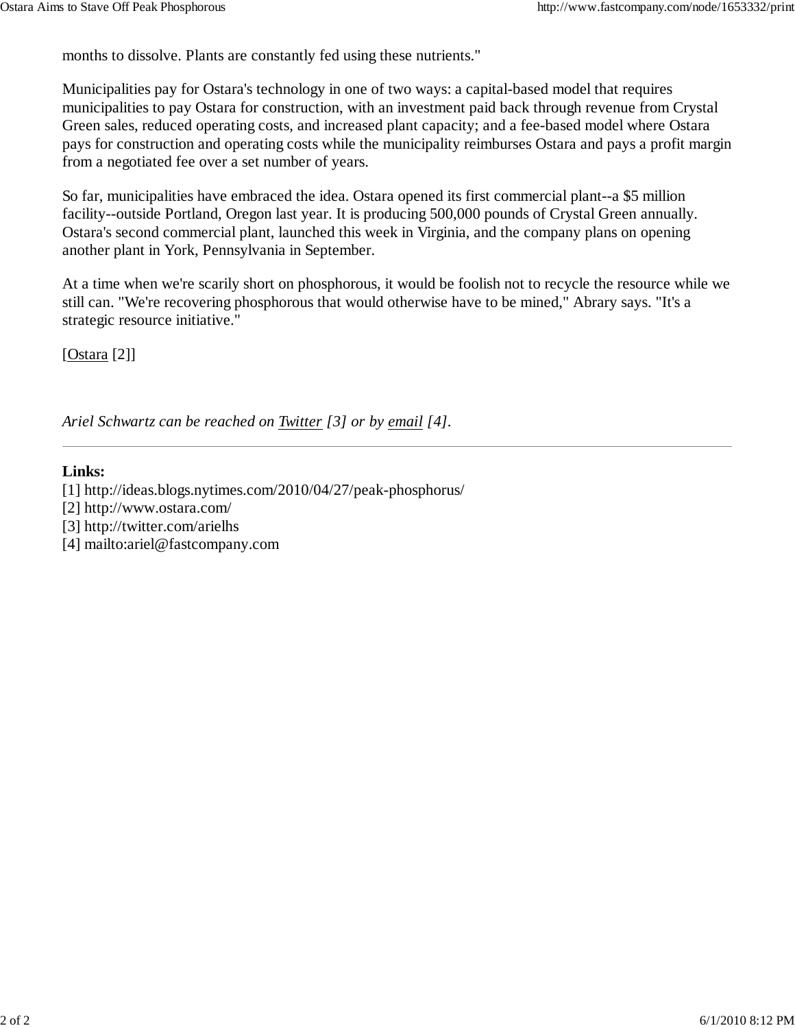months to dissolve. Plants are constantly fed using these nutrients."

Municipalities pay for Ostara's technology in one of two ways: a capital-based model that requires municipalities to pay Ostara for construction, with an investment paid back through revenue from Crystal Green sales, reduced operating costs, and increased plant capacity; and a fee-based model where Ostara pays for construction and operating costs while the municipality reimburses Ostara and pays a profit margin from a negotiated fee over a set number of years.

So far, municipalities have embraced the idea. Ostara opened its first commercial plant--a $5 million facility--outside Portland, Oregon last year. It is producing 500,000 pounds of Crystal Green annually. Ostara's second commercial plant, launched this week in Virginia, and the company plans on opening another plant in York, Pennsylvania in September.

At a time when we're scarily short on phosphorous, it would be foolish not to recycle the resource while we still can. "We're recovering phosphorous that would otherwise have to be mined," Abrary says. "It's a strategic resource initiative."

[Ostara [2]]

*Ariel Schwartz can be reached on Twitter [3] or by email [4].*

---

**Links:**

[1] http://ideas.blogs.nytimes.com/2010/04/27/peak-phosphorus/
[2] http://www.ostara.com/
[3] http://twitter.com/arielhs
[4] mailto:ariel@fastcompany.com